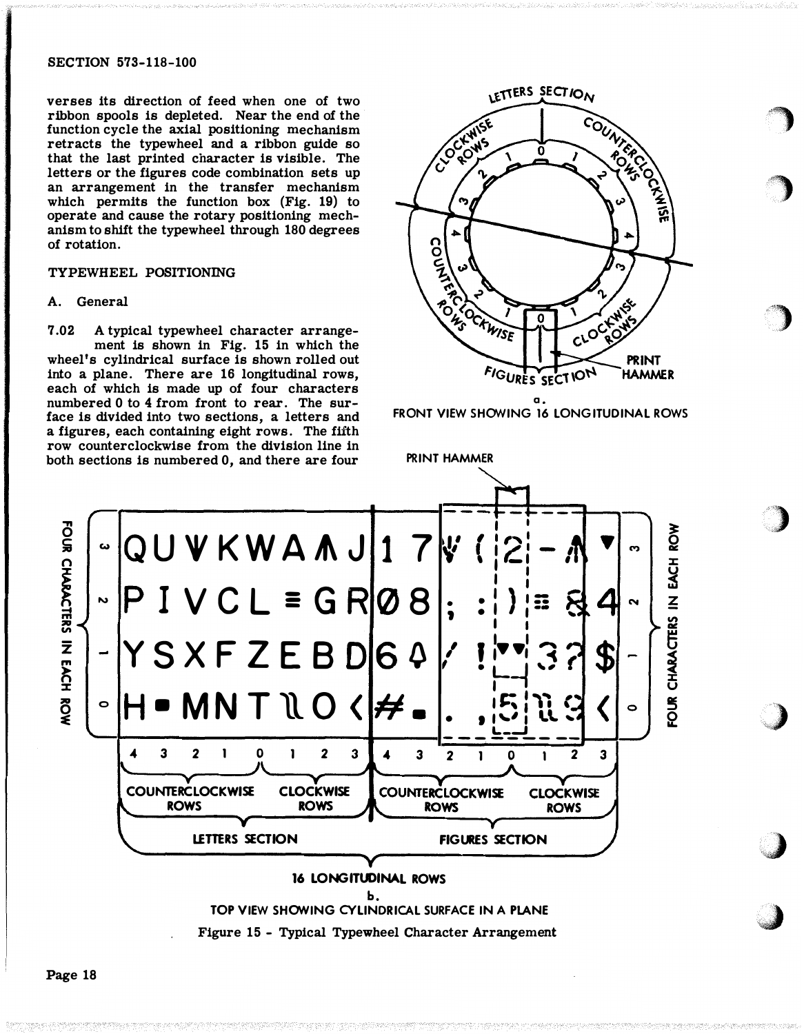verses its direction of feed when one of two ribbon spools is depleted. Near the end of the function cycle the axial positioning mechanism retracts the typewheel and a ribbon guide so that the last printed character is visible. The letters or the figures code combination sets up an arrangement in the transfer mechanism which permits the function box (Fig. 19) to operate and cause the rotary positioning mechanism to shift the typewheel through 180 degrees of rotation.

TYPEWHEEL POSITIONING

A. General

7.02 A typical typewheel character arrangement is shown in Fig. 15 in which the wheel's cylindrical surface is shown rolled out into a plane. There are 16 longitudinal rows, each of which is made up of four characters numbered 0 to 4 from front to rear. The surface is divided into two sections, a letters and a figures, each containing eight rows. The fifth row counterclockwise from the division line in both sections is numbered 0, and there are four

a. FRONT VIEW SHOWING 16 LONGITUDINAL ROWS

b. TOP VIEW SHOWING CYLINDRICAL SURFACE IN A PLANE

Figure 15 - Typical Typewheel Character Arrangement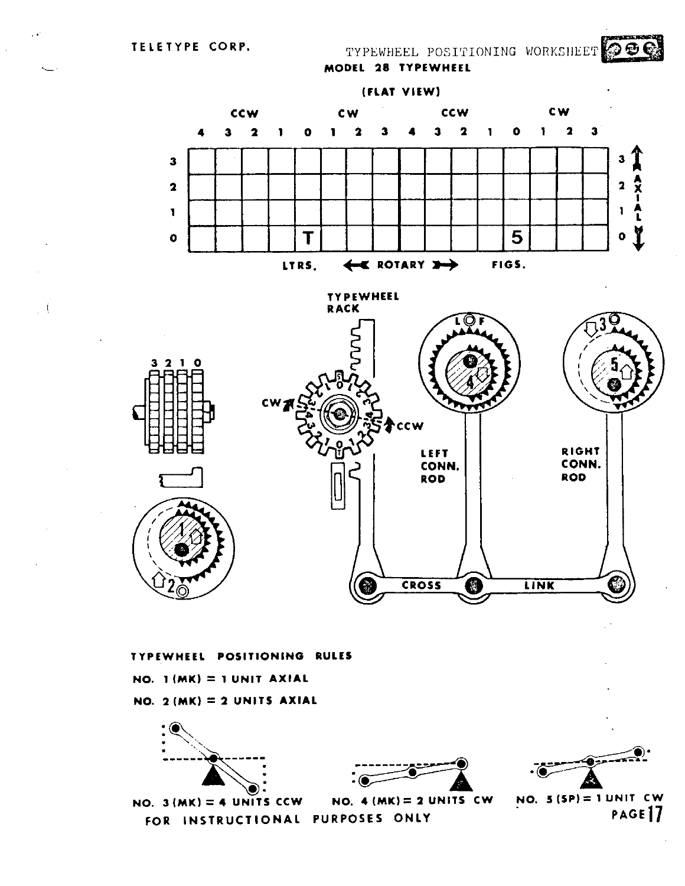TELETYPE CORP.

# TYPEWHEEL POSITIONING WORKSHEET

## MODEL 28 TYPEWHEEL

**(FLAT VIEW)**

CCW CW CCW CW

| | 4 | 3 | 2 | 1 | 0 | 1 | 2 | 3 | 4 | 3 | 2 | 1 | 0 | 1 | 2 | 3 | |
|---|---|---|---|---|---|---|---|---|---|---|---|---|---|---|---|---|---|
| 3 | | | | | | | | | | | | | | | | | 3 |
| 2 | | | | | | | | | | | | | | | | | 2 |
| 1 | | | | | | | | | | | | | | | | | 1 |
| 0 | | | | | T | | | | | | | | 5 | | | | 0 |

AXIAL

LTRS. ← ROTARY → FIGS.

TYPEWHEEL RACK

CW

CCW

3 2 1 0

L F

LEFT CONN. ROD

RIGHT CONN. ROD

CROSS LINK

**TYPEWHEEL POSITIONING RULES**

NO. 1 (MK) = 1 UNIT AXIAL

NO. 2 (MK) = 2 UNITS AXIAL

NO. 3 (MK) = 4 UNITS CCW

NO. 4 (MK) = 2 UNITS CW

NO. 5 (SP) = 1 UNIT CW

FOR INSTRUCTIONAL PURPOSES ONLY